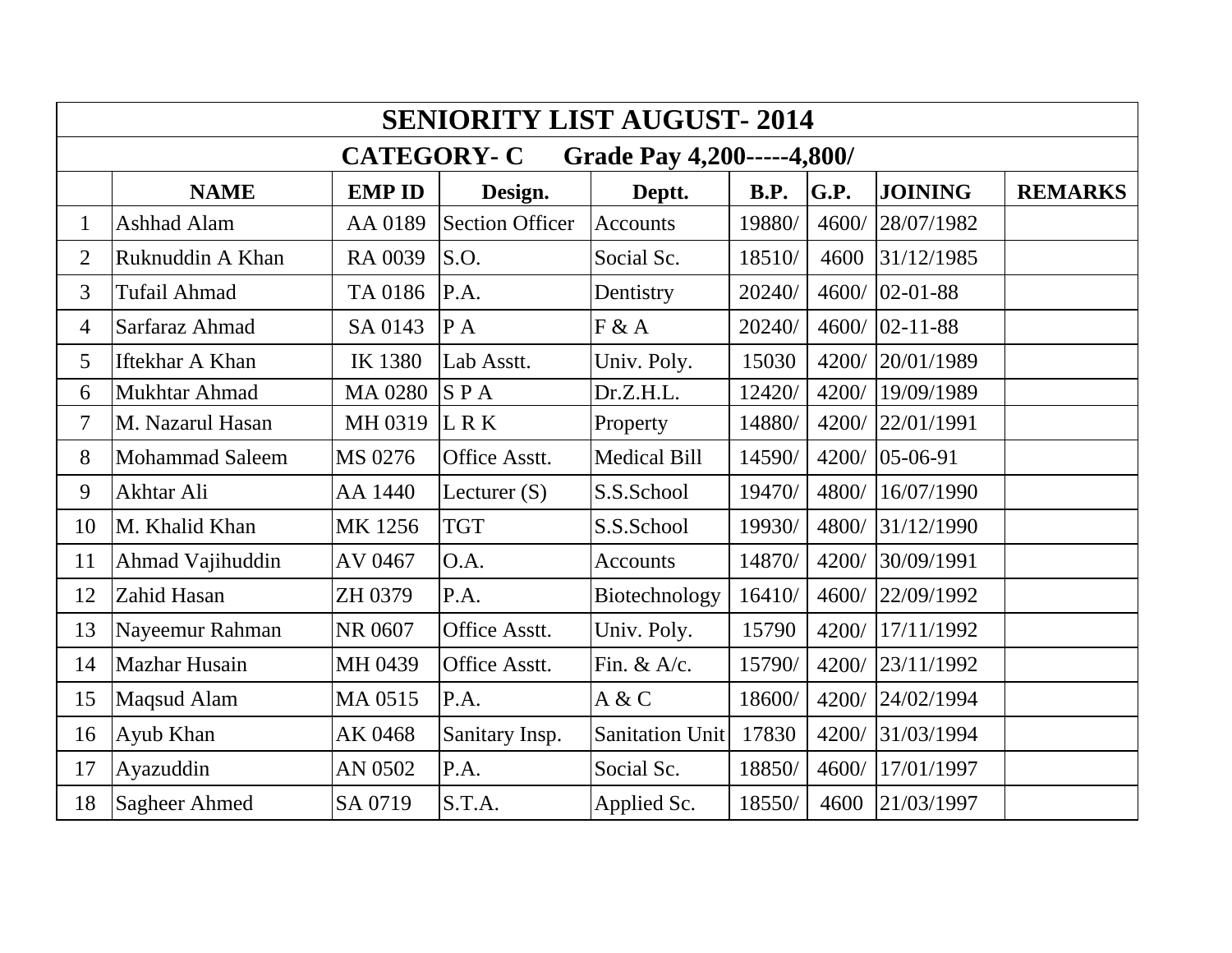# SENIORITY LIST AUGUST- 2014

## CATEGORY- C Grade Pay 4,200-----4,800/

| | NAME | EMP ID | Design. | Deptt. | B.P. | G.P. | JOINING | REMARKS |
|---|---|---|---|---|---|---|---|---|
| 1 | Ashhad Alam | AA 0189 | Section Officer | Accounts | 19880/ | 4600/ | 28/07/1982 | |
| 2 | Ruknuddin A Khan | RA 0039 | S.O. | Social Sc. | 18510/ | 4600 | 31/12/1985 | |
| 3 | Tufail Ahmad | TA 0186 | P.A. | Dentistry | 20240/ | 4600/ | 02-01-88 | |
| 4 | Sarfaraz Ahmad | SA 0143 | P A | F & A | 20240/ | 4600/ | 02-11-88 | |
| 5 | Iftekhar A Khan | IK 1380 | Lab Asstt. | Univ. Poly. | 15030 | 4200/ | 20/01/1989 | |
| 6 | Mukhtar Ahmad | MA 0280 | S P A | Dr.Z.H.L. | 12420/ | 4200/ | 19/09/1989 | |
| 7 | M. Nazarul Hasan | MH 0319 | L R K | Property | 14880/ | 4200/ | 22/01/1991 | |
| 8 | Mohammad Saleem | MS 0276 | Office Asstt. | Medical Bill | 14590/ | 4200/ | 05-06-91 | |
| 9 | Akhtar Ali | AA 1440 | Lecturer (S) | S.S.School | 19470/ | 4800/ | 16/07/1990 | |
| 10 | M. Khalid Khan | MK 1256 | TGT | S.S.School | 19930/ | 4800/ | 31/12/1990 | |
| 11 | Ahmad Vajihuddin | AV 0467 | O.A. | Accounts | 14870/ | 4200/ | 30/09/1991 | |
| 12 | Zahid Hasan | ZH 0379 | P.A. | Biotechnology | 16410/ | 4600/ | 22/09/1992 | |
| 13 | Nayeemur Rahman | NR 0607 | Office Asstt. | Univ. Poly. | 15790 | 4200/ | 17/11/1992 | |
| 14 | Mazhar Husain | MH 0439 | Office Asstt. | Fin. & A/c. | 15790/ | 4200/ | 23/11/1992 | |
| 15 | Maqsud Alam | MA 0515 | P.A. | A & C | 18600/ | 4200/ | 24/02/1994 | |
| 16 | Ayub Khan | AK 0468 | Sanitary Insp. | Sanitation Unit | 17830 | 4200/ | 31/03/1994 | |
| 17 | Ayazuddin | AN 0502 | P.A. | Social Sc. | 18850/ | 4600/ | 17/01/1997 | |
| 18 | Sagheer Ahmed | SA 0719 | S.T.A. | Applied Sc. | 18550/ | 4600 | 21/03/1997 | |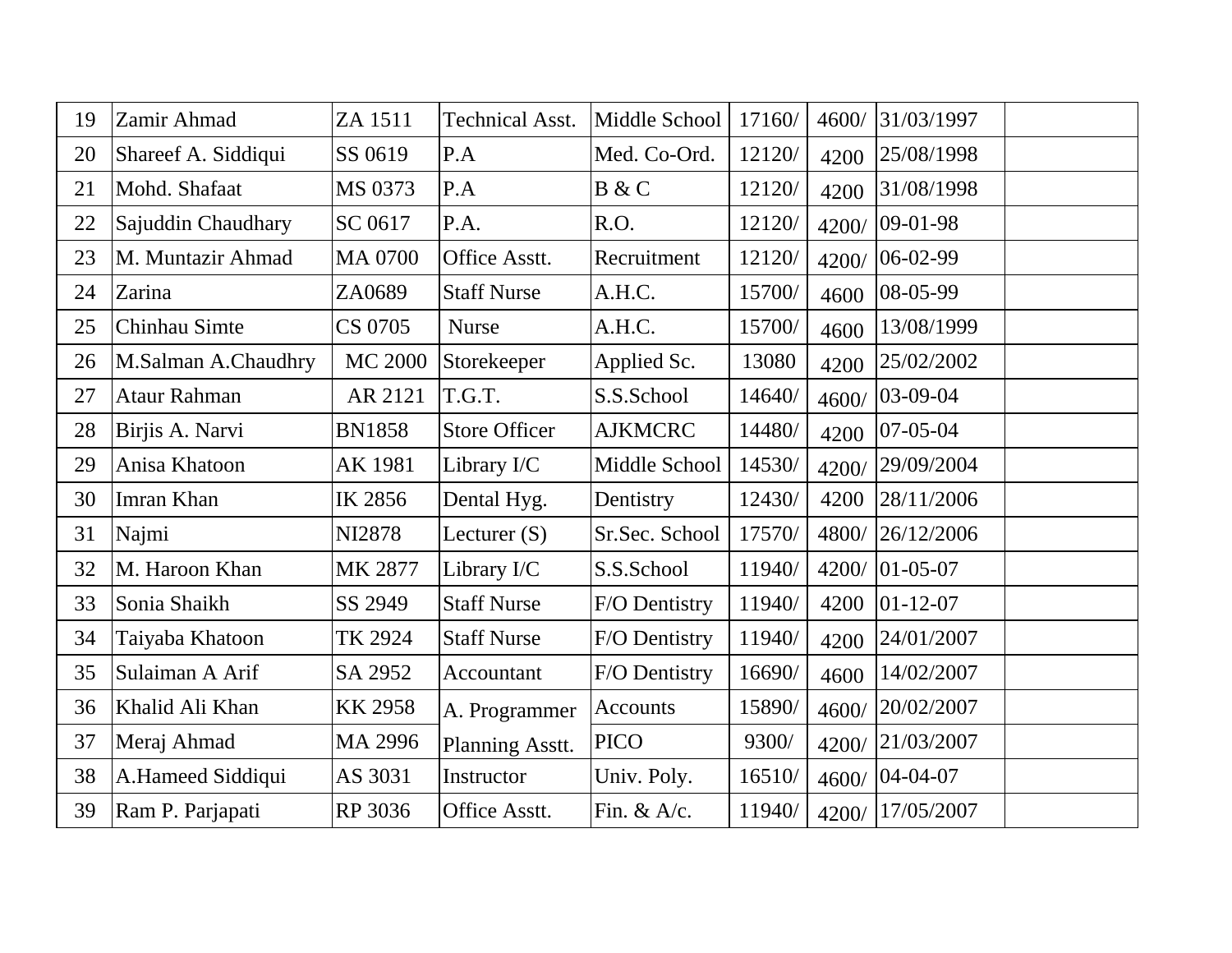| 19 | Zamir Ahmad | ZA 1511 | Technical Asst. | Middle School | 17160/ | 4600/ | 31/03/1997 | |
|---|---|---|---|---|---|---|---|---|
| 20 | Shareef A. Siddiqui | SS 0619 | P.A | Med. Co-Ord. | 12120/ | 4200 | 25/08/1998 | |
| 21 | Mohd. Shafaat | MS 0373 | P.A | B & C | 12120/ | 4200 | 31/08/1998 | |
| 22 | Sajuddin Chaudhary | SC 0617 | P.A. | R.O. | 12120/ | 4200/ | 09-01-98 | |
| 23 | M. Muntazir Ahmad | MA 0700 | Office Asstt. | Recruitment | 12120/ | 4200/ | 06-02-99 | |
| 24 | Zarina | ZA0689 | Staff Nurse | A.H.C. | 15700/ | 4600 | 08-05-99 | |
| 25 | Chinhau Simte | CS 0705 | Nurse | A.H.C. | 15700/ | 4600 | 13/08/1999 | |
| 26 | M.Salman A.Chaudhry | MC 2000 | Storekeeper | Applied Sc. | 13080 | 4200 | 25/02/2002 | |
| 27 | Ataur Rahman | AR 2121 | T.G.T. | S.S.School | 14640/ | 4600/ | 03-09-04 | |
| 28 | Birjis A. Narvi | BN1858 | Store Officer | AJKMCRC | 14480/ | 4200 | 07-05-04 | |
| 29 | Anisa Khatoon | AK 1981 | Library I/C | Middle School | 14530/ | 4200/ | 29/09/2004 | |
| 30 | Imran Khan | IK 2856 | Dental Hyg. | Dentistry | 12430/ | 4200 | 28/11/2006 | |
| 31 | Najmi | NI2878 | Lecturer (S) | Sr.Sec. School | 17570/ | 4800/ | 26/12/2006 | |
| 32 | M. Haroon Khan | MK 2877 | Library I/C | S.S.School | 11940/ | 4200/ | 01-05-07 | |
| 33 | Sonia Shaikh | SS 2949 | Staff Nurse | F/O Dentistry | 11940/ | 4200 | 01-12-07 | |
| 34 | Taiyaba Khatoon | TK 2924 | Staff Nurse | F/O Dentistry | 11940/ | 4200 | 24/01/2007 | |
| 35 | Sulaiman A Arif | SA 2952 | Accountant | F/O Dentistry | 16690/ | 4600 | 14/02/2007 | |
| 36 | Khalid Ali Khan | KK 2958 | A. Programmer | Accounts | 15890/ | 4600/ | 20/02/2007 | |
| 37 | Meraj Ahmad | MA 2996 | Planning Asstt. | PICO | 9300/ | 4200/ | 21/03/2007 | |
| 38 | A.Hameed Siddiqui | AS 3031 | Instructor | Univ. Poly. | 16510/ | 4600/ | 04-04-07 | |
| 39 | Ram P. Parjapati | RP 3036 | Office Asstt. | Fin. & A/c. | 11940/ | 4200/ | 17/05/2007 | |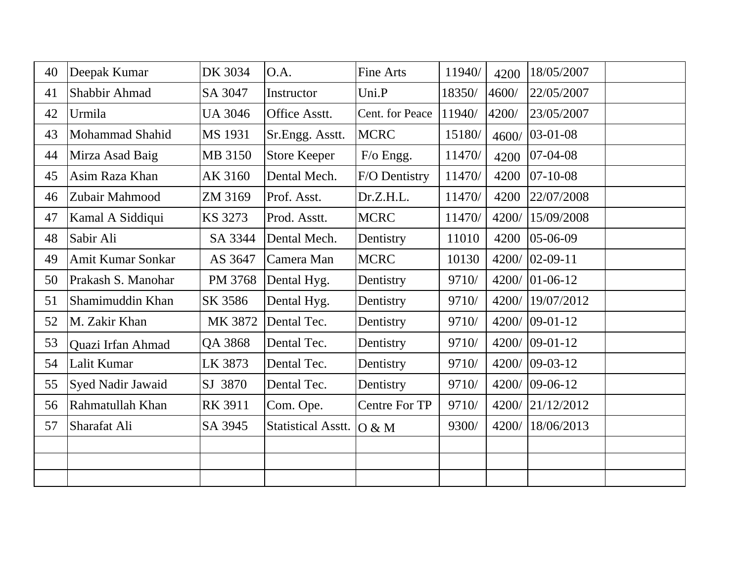| | | | | | | | | |
|---|---|---|---|---|---|---|---|---|
| 40 | Deepak Kumar | DK 3034 | O.A. | Fine Arts | 11940/ | 4200 | 18/05/2007 | |
| 41 | Shabbir Ahmad | SA 3047 | Instructor | Uni.P | 18350/ | 4600/ | 22/05/2007 | |
| 42 | Urmila | UA 3046 | Office Asstt. | Cent. for Peace | 11940/ | 4200/ | 23/05/2007 | |
| 43 | Mohammad Shahid | MS 1931 | Sr.Engg. Asstt. | MCRC | 15180/ | 4600/ | 03-01-08 | |
| 44 | Mirza Asad Baig | MB 3150 | Store Keeper | F/o Engg. | 11470/ | 4200 | 07-04-08 | |
| 45 | Asim Raza Khan | AK 3160 | Dental Mech. | F/O Dentistry | 11470/ | 4200 | 07-10-08 | |
| 46 | Zubair Mahmood | ZM 3169 | Prof. Asst. | Dr.Z.H.L. | 11470/ | 4200 | 22/07/2008 | |
| 47 | Kamal A Siddiqui | KS 3273 | Prod. Asstt. | MCRC | 11470/ | 4200/ | 15/09/2008 | |
| 48 | Sabir Ali | SA 3344 | Dental Mech. | Dentistry | 11010 | 4200 | 05-06-09 | |
| 49 | Amit Kumar Sonkar | AS 3647 | Camera Man | MCRC | 10130 | 4200/ | 02-09-11 | |
| 50 | Prakash S. Manohar | PM 3768 | Dental Hyg. | Dentistry | 9710/ | 4200/ | 01-06-12 | |
| 51 | Shamimuddin Khan | SK 3586 | Dental Hyg. | Dentistry | 9710/ | 4200/ | 19/07/2012 | |
| 52 | M. Zakir Khan | MK 3872 | Dental Tec. | Dentistry | 9710/ | 4200/ | 09-01-12 | |
| 53 | Quazi Irfan Ahmad | QA 3868 | Dental Tec. | Dentistry | 9710/ | 4200/ | 09-01-12 | |
| 54 | Lalit Kumar | LK 3873 | Dental Tec. | Dentistry | 9710/ | 4200/ | 09-03-12 | |
| 55 | Syed Nadir Jawaid | SJ 3870 | Dental Tec. | Dentistry | 9710/ | 4200/ | 09-06-12 | |
| 56 | Rahmatullah Khan | RK 3911 | Com. Ope. | Centre For TP | 9710/ | 4200/ | 21/12/2012 | |
| 57 | Sharafat Ali | SA 3945 | Statistical Asstt. | O & M | 9300/ | 4200/ | 18/06/2013 | |
| | | | | | | | | |
| | | | | | | | | |
| | | | | | | | | |